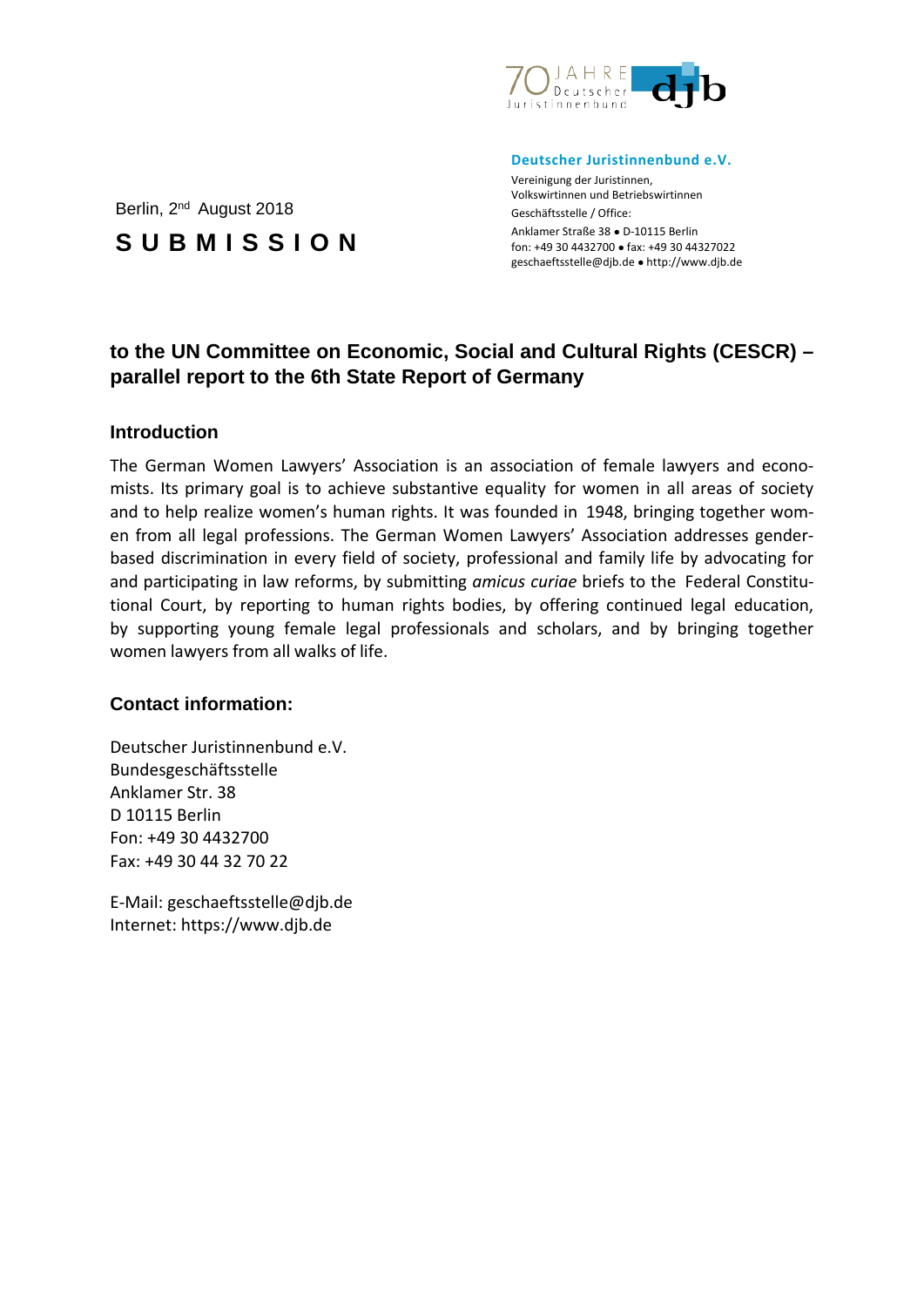70 JAHRE Deutscher Juristinnenbund djb

**Deutscher Juristinnenbund e.V.**

Vereinigung der Juristinnen,
Volkswirtinnen und Betriebswirtinnen
Geschäftsstelle / Office:
Anklamer Straße 38 ● D-10115 Berlin
fon: +49 30 4432700 ● fax: +49 30 44327022
geschaeftsstelle@djb.de ● http://www.djb.de

Berlin, 2nd August 2018

# S U B M I S S I O N

## to the UN Committee on Economic, Social and Cultural Rights (CESCR) – parallel report to the 6th State Report of Germany

### Introduction

The German Women Lawyers' Association is an association of female lawyers and economists. Its primary goal is to achieve substantive equality for women in all areas of society and to help realize women's human rights. It was founded in 1948, bringing together women from all legal professions. The German Women Lawyers' Association addresses gender-based discrimination in every field of society, professional and family life by advocating for and participating in law reforms, by submitting *amicus curiae* briefs to the Federal Constitutional Court, by reporting to human rights bodies, by offering continued legal education, by supporting young female legal professionals and scholars, and by bringing together women lawyers from all walks of life.

### Contact information:

Deutscher Juristinnenbund e.V.
Bundesgeschäftsstelle
Anklamer Str. 38
D 10115 Berlin
Fon: +49 30 4432700
Fax: +49 30 44 32 70 22

E-Mail: geschaeftsstelle@djb.de
Internet: https://www.djb.de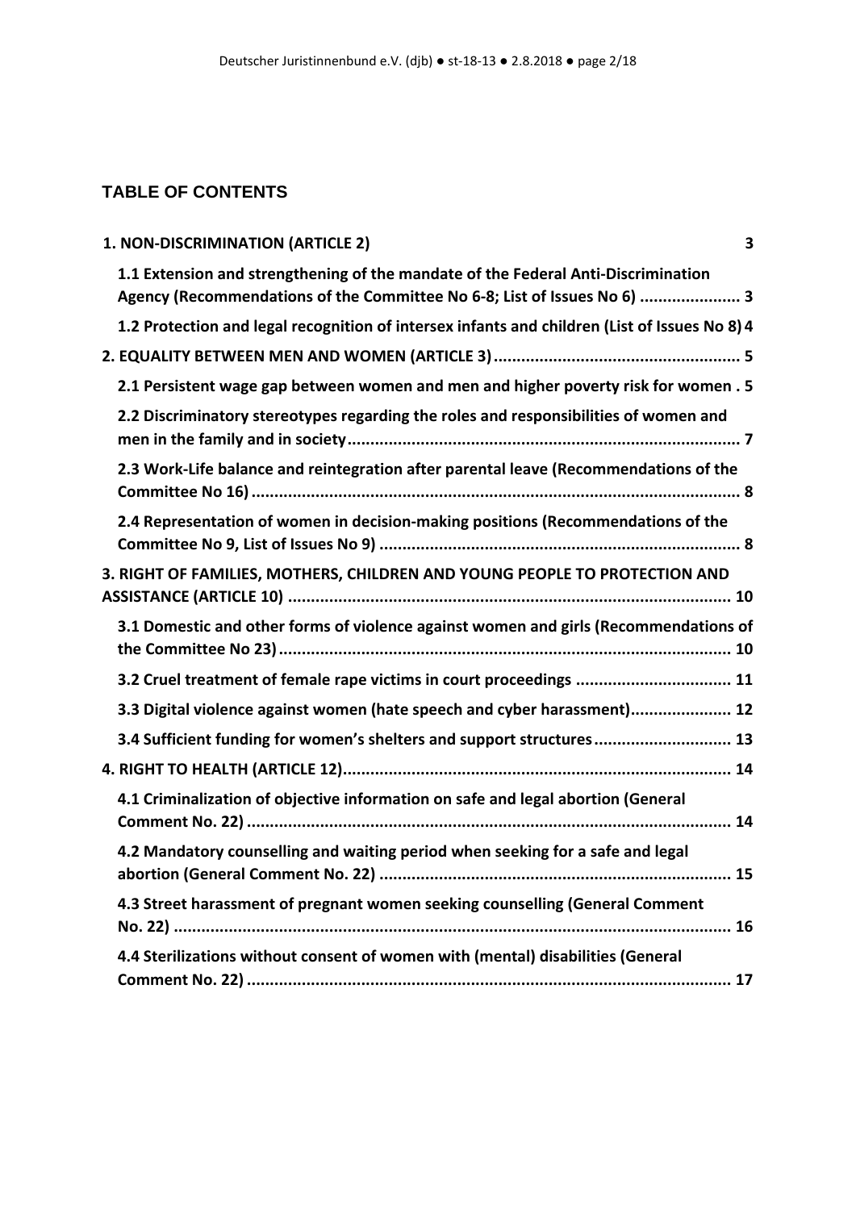## TABLE OF CONTENTS

**1. NON-DISCRIMINATION (ARTICLE 2) 3**

**1.1 Extension and strengthening of the mandate of the Federal Anti-Discrimination Agency (Recommendations of the Committee No 6-8; List of Issues No 6) 3**

**1.2 Protection and legal recognition of intersex infants and children (List of Issues No 8) 4**

**2. EQUALITY BETWEEN MEN AND WOMEN (ARTICLE 3) 5**

**2.1 Persistent wage gap between women and men and higher poverty risk for women 5**

**2.2 Discriminatory stereotypes regarding the roles and responsibilities of women and men in the family and in society 7**

**2.3 Work-Life balance and reintegration after parental leave (Recommendations of the Committee No 16) 8**

**2.4 Representation of women in decision-making positions (Recommendations of the Committee No 9, List of Issues No 9) 8**

**3. RIGHT OF FAMILIES, MOTHERS, CHILDREN AND YOUNG PEOPLE TO PROTECTION AND ASSISTANCE (ARTICLE 10) 10**

**3.1 Domestic and other forms of violence against women and girls (Recommendations of the Committee No 23) 10**

**3.2 Cruel treatment of female rape victims in court proceedings 11**

**3.3 Digital violence against women (hate speech and cyber harassment) 12**

**3.4 Sufficient funding for women's shelters and support structures 13**

**4. RIGHT TO HEALTH (ARTICLE 12) 14**

**4.1 Criminalization of objective information on safe and legal abortion (General Comment No. 22) 14**

**4.2 Mandatory counselling and waiting period when seeking for a safe and legal abortion (General Comment No. 22) 15**

**4.3 Street harassment of pregnant women seeking counselling (General Comment No. 22) 16**

**4.4 Sterilizations without consent of women with (mental) disabilities (General Comment No. 22) 17**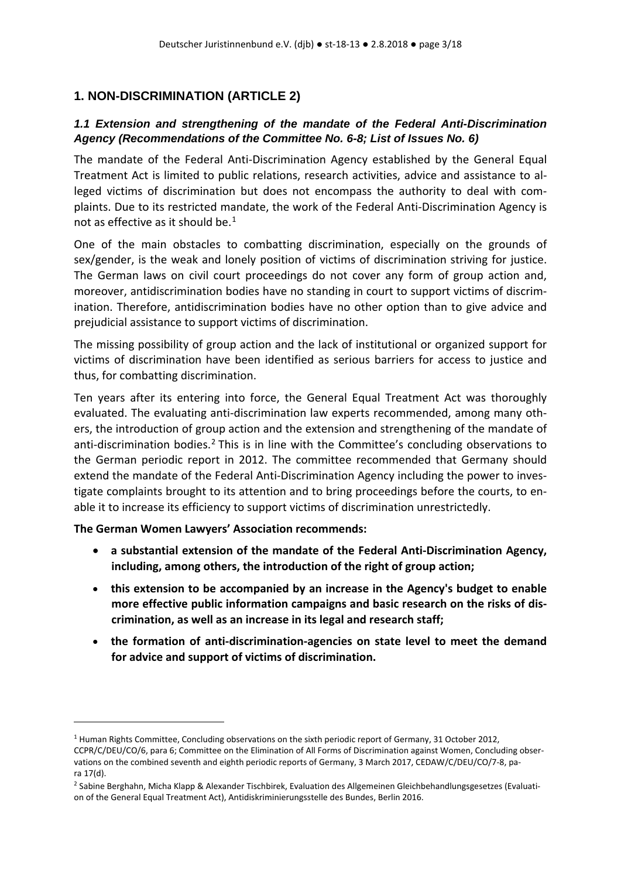## 1. NON-DISCRIMINATION (ARTICLE 2)

### *1.1 Extension and strengthening of the mandate of the Federal Anti-Discrimination Agency (Recommendations of the Committee No. 6-8; List of Issues No. 6)*

The mandate of the Federal Anti-Discrimination Agency established by the General Equal Treatment Act is limited to public relations, research activities, advice and assistance to alleged victims of discrimination but does not encompass the authority to deal with complaints. Due to its restricted mandate, the work of the Federal Anti-Discrimination Agency is not as effective as it should be.[1]

One of the main obstacles to combatting discrimination, especially on the grounds of sex/gender, is the weak and lonely position of victims of discrimination striving for justice. The German laws on civil court proceedings do not cover any form of group action and, moreover, antidiscrimination bodies have no standing in court to support victims of discrimination. Therefore, antidiscrimination bodies have no other option than to give advice and prejudicial assistance to support victims of discrimination.

The missing possibility of group action and the lack of institutional or organized support for victims of discrimination have been identified as serious barriers for access to justice and thus, for combatting discrimination.

Ten years after its entering into force, the General Equal Treatment Act was thoroughly evaluated. The evaluating anti-discrimination law experts recommended, among many others, the introduction of group action and the extension and strengthening of the mandate of anti-discrimination bodies.[2] This is in line with the Committee's concluding observations to the German periodic report in 2012. The committee recommended that Germany should extend the mandate of the Federal Anti-Discrimination Agency including the power to investigate complaints brought to its attention and to bring proceedings before the courts, to enable it to increase its efficiency to support victims of discrimination unrestrictedly.

**The German Women Lawyers' Association recommends:**

- **a substantial extension of the mandate of the Federal Anti-Discrimination Agency, including, among others, the introduction of the right of group action;**
- **this extension to be accompanied by an increase in the Agency's budget to enable more effective public information campaigns and basic research on the risks of discrimination, as well as an increase in its legal and research staff;**
- **the formation of anti-discrimination-agencies on state level to meet the demand for advice and support of victims of discrimination.**

---

[1] Human Rights Committee, Concluding observations on the sixth periodic report of Germany, 31 October 2012, CCPR/C/DEU/CO/6, para 6; Committee on the Elimination of All Forms of Discrimination against Women, Concluding observations on the combined seventh and eighth periodic reports of Germany, 3 March 2017, CEDAW/C/DEU/CO/7-8, para 17(d).

[2] Sabine Berghahn, Micha Klapp & Alexander Tischbirek, Evaluation des Allgemeinen Gleichbehandlungsgesetzes (Evaluation of the General Equal Treatment Act), Antidiskriminierungsstelle des Bundes, Berlin 2016.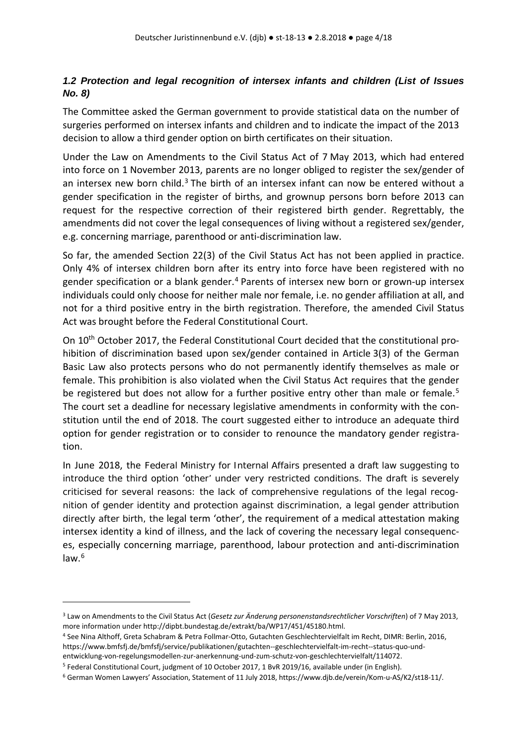### *1.2 Protection and legal recognition of intersex infants and children (List of Issues No. 8)*

The Committee asked the German government to provide statistical data on the number of surgeries performed on intersex infants and children and to indicate the impact of the 2013 decision to allow a third gender option on birth certificates on their situation.

Under the Law on Amendments to the Civil Status Act of 7 May 2013, which had entered into force on 1 November 2013, parents are no longer obliged to register the sex/gender of an intersex new born child.[3] The birth of an intersex infant can now be entered without a gender specification in the register of births, and grownup persons born before 2013 can request for the respective correction of their registered birth gender. Regrettably, the amendments did not cover the legal consequences of living without a registered sex/gender, e.g. concerning marriage, parenthood or anti-discrimination law.

So far, the amended Section 22(3) of the Civil Status Act has not been applied in practice. Only 4% of intersex children born after its entry into force have been registered with no gender specification or a blank gender.[4] Parents of intersex new born or grown-up intersex individuals could only choose for neither male nor female, i.e. no gender affiliation at all, and not for a third positive entry in the birth registration. Therefore, the amended Civil Status Act was brought before the Federal Constitutional Court.

On 10[th] October 2017, the Federal Constitutional Court decided that the constitutional prohibition of discrimination based upon sex/gender contained in Article 3(3) of the German Basic Law also protects persons who do not permanently identify themselves as male or female. This prohibition is also violated when the Civil Status Act requires that the gender be registered but does not allow for a further positive entry other than male or female.[5] The court set a deadline for necessary legislative amendments in conformity with the constitution until the end of 2018. The court suggested either to introduce an adequate third option for gender registration or to consider to renounce the mandatory gender registration.

In June 2018, the Federal Ministry for Internal Affairs presented a draft law suggesting to introduce the third option 'other' under very restricted conditions. The draft is severely criticised for several reasons: the lack of comprehensive regulations of the legal recognition of gender identity and protection against discrimination, a legal gender attribution directly after birth, the legal term 'other', the requirement of a medical attestation making intersex identity a kind of illness, and the lack of covering the necessary legal consequences, especially concerning marriage, parenthood, labour protection and anti-discrimination law.[6]

---

[3] Law on Amendments to the Civil Status Act (*Gesetz zur Änderung personenstandsrechtlicher Vorschriften*) of 7 May 2013, more information under http://dipbt.bundestag.de/extrakt/ba/WP17/451/45180.html.

[4] See Nina Althoff, Greta Schabram & Petra Follmar-Otto, Gutachten Geschlechtervielfalt im Recht, DIMR: Berlin, 2016, https://www.bmfsfj.de/bmfsfj/service/publikationen/gutachten--geschlechtervielfalt-im-recht--status-quo-und-entwicklung-von-regelungsmodellen-zur-anerkennung-und-zum-schutz-von-geschlechtervielfalt/114072.

[5] Federal Constitutional Court, judgment of 10 October 2017, 1 BvR 2019/16, available under (in English).

[6] German Women Lawyers' Association, Statement of 11 July 2018, https://www.djb.de/verein/Kom-u-AS/K2/st18-11/.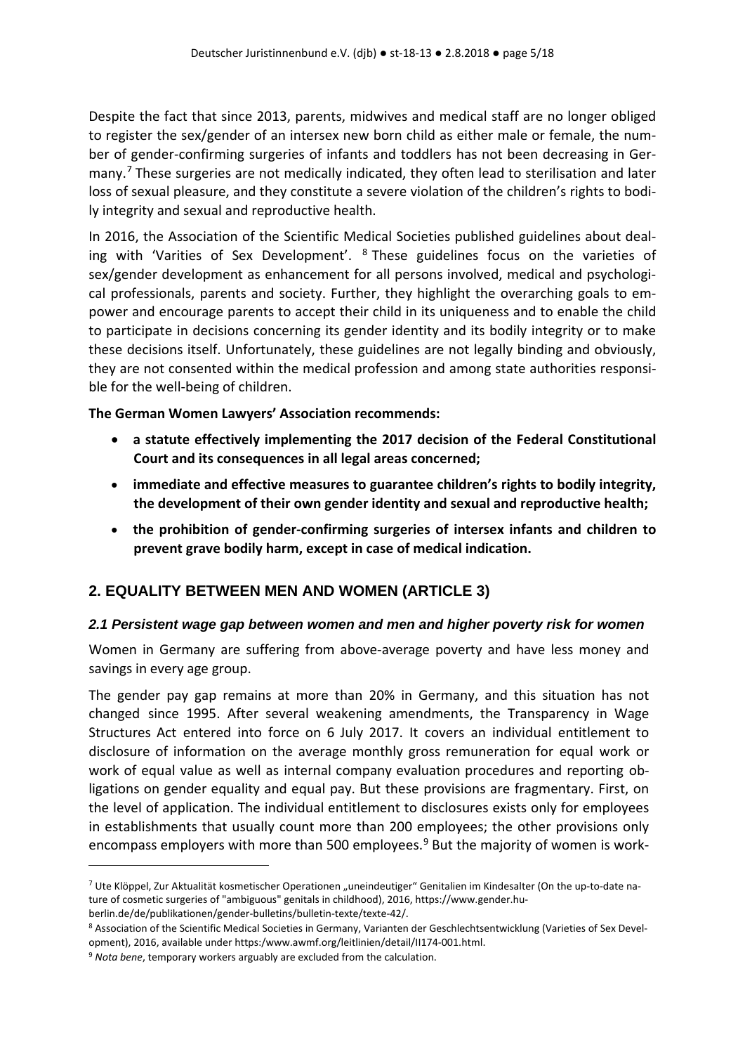Despite the fact that since 2013, parents, midwives and medical staff are no longer obliged to register the sex/gender of an intersex new born child as either male or female, the number of gender-confirming surgeries of infants and toddlers has not been decreasing in Germany.[7] These surgeries are not medically indicated, they often lead to sterilisation and later loss of sexual pleasure, and they constitute a severe violation of the children's rights to bodily integrity and sexual and reproductive health.

In 2016, the Association of the Scientific Medical Societies published guidelines about dealing with 'Varities of Sex Development'. [8] These guidelines focus on the varieties of sex/gender development as enhancement for all persons involved, medical and psychological professionals, parents and society. Further, they highlight the overarching goals to empower and encourage parents to accept their child in its uniqueness and to enable the child to participate in decisions concerning its gender identity and its bodily integrity or to make these decisions itself. Unfortunately, these guidelines are not legally binding and obviously, they are not consented within the medical profession and among state authorities responsible for the well-being of children.

**The German Women Lawyers' Association recommends:**

- **a statute effectively implementing the 2017 decision of the Federal Constitutional Court and its consequences in all legal areas concerned;**
- **immediate and effective measures to guarantee children's rights to bodily integrity, the development of their own gender identity and sexual and reproductive health;**
- **the prohibition of gender-confirming surgeries of intersex infants and children to prevent grave bodily harm, except in case of medical indication.**

## 2. EQUALITY BETWEEN MEN AND WOMEN (ARTICLE 3)

### *2.1 Persistent wage gap between women and men and higher poverty risk for women*

Women in Germany are suffering from above-average poverty and have less money and savings in every age group.

The gender pay gap remains at more than 20% in Germany, and this situation has not changed since 1995. After several weakening amendments, the Transparency in Wage Structures Act entered into force on 6 July 2017. It covers an individual entitlement to disclosure of information on the average monthly gross remuneration for equal work or work of equal value as well as internal company evaluation procedures and reporting obligations on gender equality and equal pay. But these provisions are fragmentary. First, on the level of application. The individual entitlement to disclosures exists only for employees in establishments that usually count more than 200 employees; the other provisions only encompass employers with more than 500 employees.[9] But the majority of women is work-

---

[7] Ute Klöppel, Zur Aktualität kosmetischer Operationen „uneindeutiger" Genitalien im Kindesalter (On the up-to-date nature of cosmetic surgeries of "ambiguous" genitals in childhood), 2016, https://www.gender.hu-berlin.de/de/publikationen/gender-bulletins/bulletin-texte/texte-42/.

[8] Association of the Scientific Medical Societies in Germany, Varianten der Geschlechtsentwicklung (Varieties of Sex Development), 2016, available under https:/www.awmf.org/leitlinien/detail/II174-001.html.

[9] *Nota bene*, temporary workers arguably are excluded from the calculation.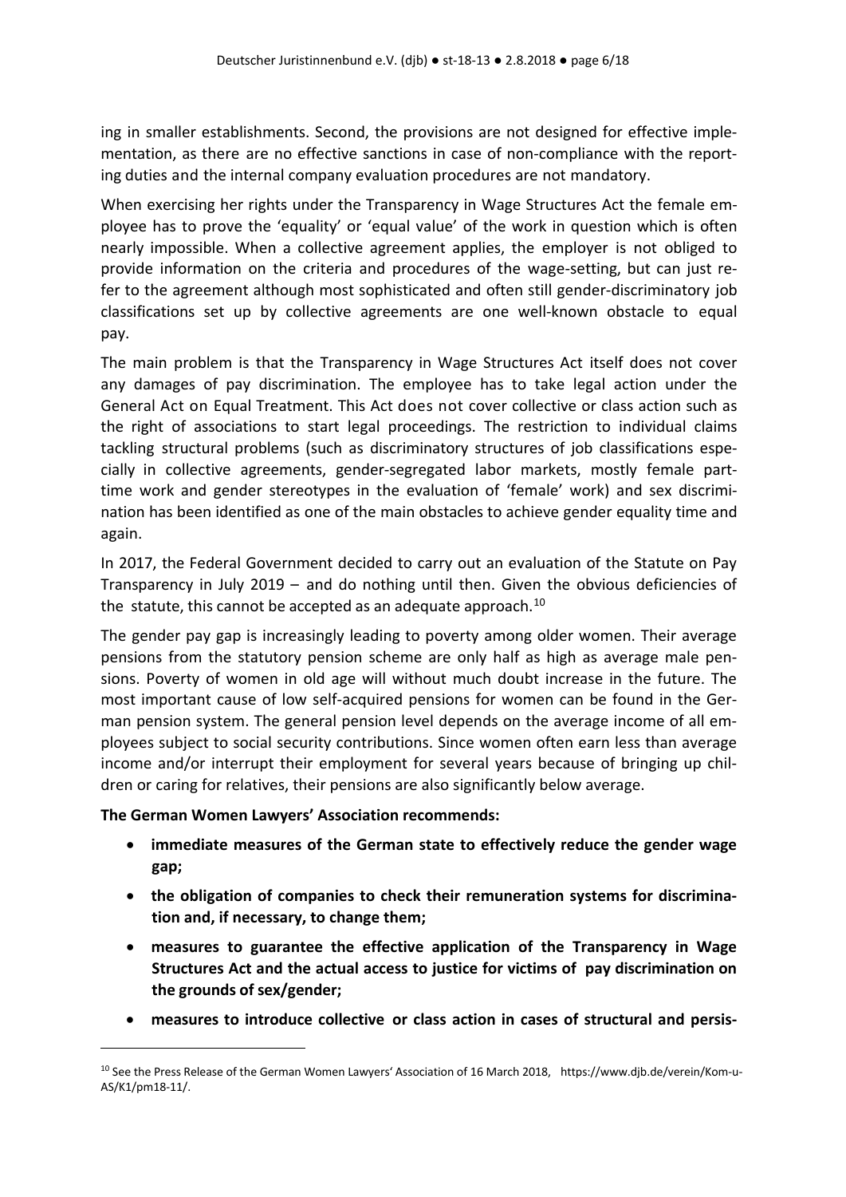ing in smaller establishments. Second, the provisions are not designed for effective implementation, as there are no effective sanctions in case of non-compliance with the reporting duties and the internal company evaluation procedures are not mandatory.

When exercising her rights under the Transparency in Wage Structures Act the female employee has to prove the 'equality' or 'equal value' of the work in question which is often nearly impossible. When a collective agreement applies, the employer is not obliged to provide information on the criteria and procedures of the wage-setting, but can just refer to the agreement although most sophisticated and often still gender-discriminatory job classifications set up by collective agreements are one well-known obstacle to equal pay.

The main problem is that the Transparency in Wage Structures Act itself does not cover any damages of pay discrimination. The employee has to take legal action under the General Act on Equal Treatment. This Act does not cover collective or class action such as the right of associations to start legal proceedings. The restriction to individual claims tackling structural problems (such as discriminatory structures of job classifications especially in collective agreements, gender-segregated labor markets, mostly female part-time work and gender stereotypes in the evaluation of 'female' work) and sex discrimination has been identified as one of the main obstacles to achieve gender equality time and again.

In 2017, the Federal Government decided to carry out an evaluation of the Statute on Pay Transparency in July 2019 – and do nothing until then. Given the obvious deficiencies of the statute, this cannot be accepted as an adequate approach.[10]

The gender pay gap is increasingly leading to poverty among older women. Their average pensions from the statutory pension scheme are only half as high as average male pensions. Poverty of women in old age will without much doubt increase in the future. The most important cause of low self-acquired pensions for women can be found in the German pension system. The general pension level depends on the average income of all employees subject to social security contributions. Since women often earn less than average income and/or interrupt their employment for several years because of bringing up children or caring for relatives, their pensions are also significantly below average.

**The German Women Lawyers' Association recommends:**

- **immediate measures of the German state to effectively reduce the gender wage gap;**
- **the obligation of companies to check their remuneration systems for discrimination and, if necessary, to change them;**
- **measures to guarantee the effective application of the Transparency in Wage Structures Act and the actual access to justice for victims of pay discrimination on the grounds of sex/gender;**
- **measures to introduce collective or class action in cases of structural and persis-**

[10] See the Press Release of the German Women Lawyers' Association of 16 March 2018, https://www.djb.de/verein/Kom-u-AS/K1/pm18-11/.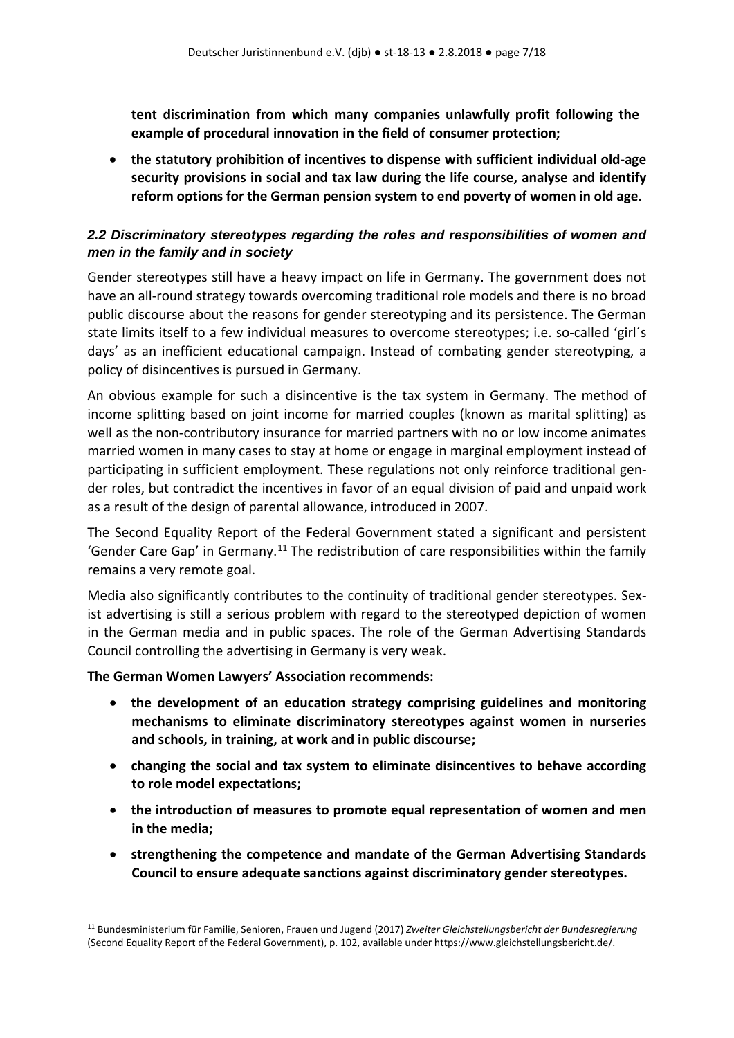**tent discrimination from which many companies unlawfully profit following the example of procedural innovation in the field of consumer protection;**

- **the statutory prohibition of incentives to dispense with sufficient individual old-age security provisions in social and tax law during the life course, analyse and identify reform options for the German pension system to end poverty of women in old age.**

### *2.2 Discriminatory stereotypes regarding the roles and responsibilities of women and men in the family and in society*

Gender stereotypes still have a heavy impact on life in Germany. The government does not have an all-round strategy towards overcoming traditional role models and there is no broad public discourse about the reasons for gender stereotyping and its persistence. The German state limits itself to a few individual measures to overcome stereotypes; i.e. so-called 'girl´s days' as an inefficient educational campaign. Instead of combating gender stereotyping, a policy of disincentives is pursued in Germany.

An obvious example for such a disincentive is the tax system in Germany. The method of income splitting based on joint income for married couples (known as marital splitting) as well as the non-contributory insurance for married partners with no or low income animates married women in many cases to stay at home or engage in marginal employment instead of participating in sufficient employment. These regulations not only reinforce traditional gender roles, but contradict the incentives in favor of an equal division of paid and unpaid work as a result of the design of parental allowance, introduced in 2007.

The Second Equality Report of the Federal Government stated a significant and persistent 'Gender Care Gap' in Germany.[11] The redistribution of care responsibilities within the family remains a very remote goal.

Media also significantly contributes to the continuity of traditional gender stereotypes. Sexist advertising is still a serious problem with regard to the stereotyped depiction of women in the German media and in public spaces. The role of the German Advertising Standards Council controlling the advertising in Germany is very weak.

**The German Women Lawyers' Association recommends:**

- **the development of an education strategy comprising guidelines and monitoring mechanisms to eliminate discriminatory stereotypes against women in nurseries and schools, in training, at work and in public discourse;**
- **changing the social and tax system to eliminate disincentives to behave according to role model expectations;**
- **the introduction of measures to promote equal representation of women and men in the media;**
- **strengthening the competence and mandate of the German Advertising Standards Council to ensure adequate sanctions against discriminatory gender stereotypes.**

---

[11] Bundesministerium für Familie, Senioren, Frauen und Jugend (2017) *Zweiter Gleichstellungsbericht der Bundesregierung* (Second Equality Report of the Federal Government), p. 102, available under https://www.gleichstellungsbericht.de/.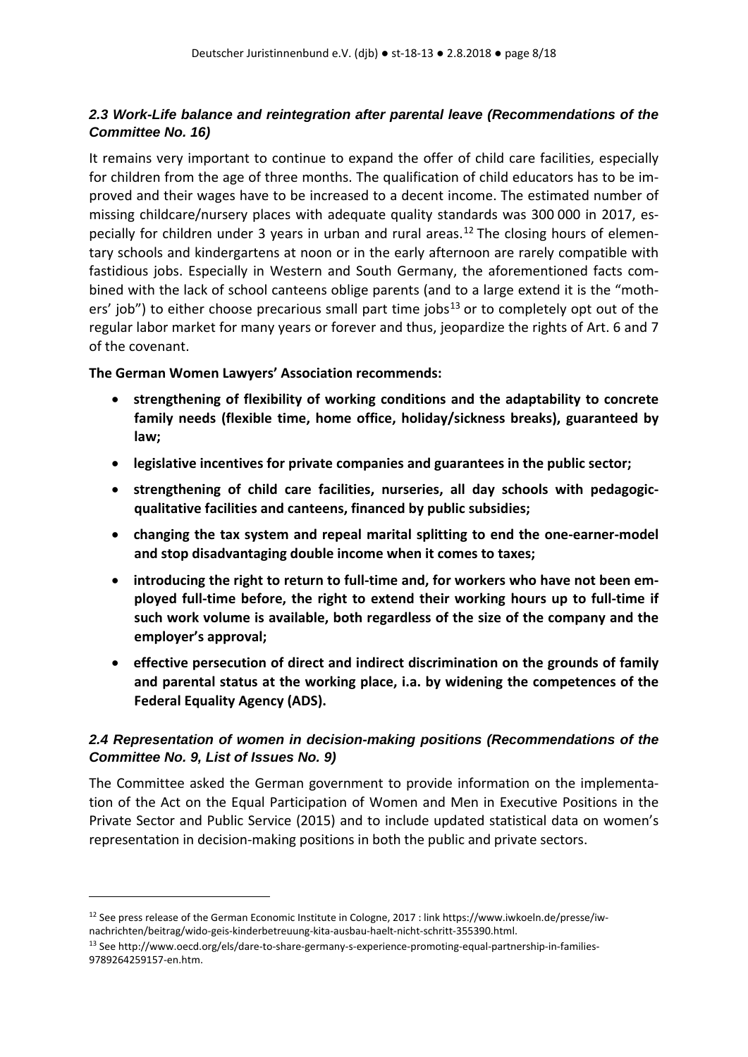### *2.3 Work-Life balance and reintegration after parental leave (Recommendations of the Committee No. 16)*

It remains very important to continue to expand the offer of child care facilities, especially for children from the age of three months. The qualification of child educators has to be improved and their wages have to be increased to a decent income. The estimated number of missing childcare/nursery places with adequate quality standards was 300 000 in 2017, especially for children under 3 years in urban and rural areas.[12] The closing hours of elementary schools and kindergartens at noon or in the early afternoon are rarely compatible with fastidious jobs. Especially in Western and South Germany, the aforementioned facts combined with the lack of school canteens oblige parents (and to a large extend it is the "mothers' job") to either choose precarious small part time jobs[13] or to completely opt out of the regular labor market for many years or forever and thus, jeopardize the rights of Art. 6 and 7 of the covenant.

**The German Women Lawyers' Association recommends:**

- **strengthening of flexibility of working conditions and the adaptability to concrete family needs (flexible time, home office, holiday/sickness breaks), guaranteed by law;**
- **legislative incentives for private companies and guarantees in the public sector;**
- **strengthening of child care facilities, nurseries, all day schools with pedagogic-qualitative facilities and canteens, financed by public subsidies;**
- **changing the tax system and repeal marital splitting to end the one-earner-model and stop disadvantaging double income when it comes to taxes;**
- **introducing the right to return to full-time and, for workers who have not been employed full-time before, the right to extend their working hours up to full-time if such work volume is available, both regardless of the size of the company and the employer's approval;**
- **effective persecution of direct and indirect discrimination on the grounds of family and parental status at the working place, i.a. by widening the competences of the Federal Equality Agency (ADS).**

### *2.4 Representation of women in decision-making positions (Recommendations of the Committee No. 9, List of Issues No. 9)*

The Committee asked the German government to provide information on the implementation of the Act on the Equal Participation of Women and Men in Executive Positions in the Private Sector and Public Service (2015) and to include updated statistical data on women's representation in decision-making positions in both the public and private sectors.

---

[12] See press release of the German Economic Institute in Cologne, 2017 : link https://www.iwkoeln.de/presse/iw-nachrichten/beitrag/wido-geis-kinderbetreuung-kita-ausbau-haelt-nicht-schritt-355390.html.

[13] See http://www.oecd.org/els/dare-to-share-germany-s-experience-promoting-equal-partnership-in-families-9789264259157-en.htm.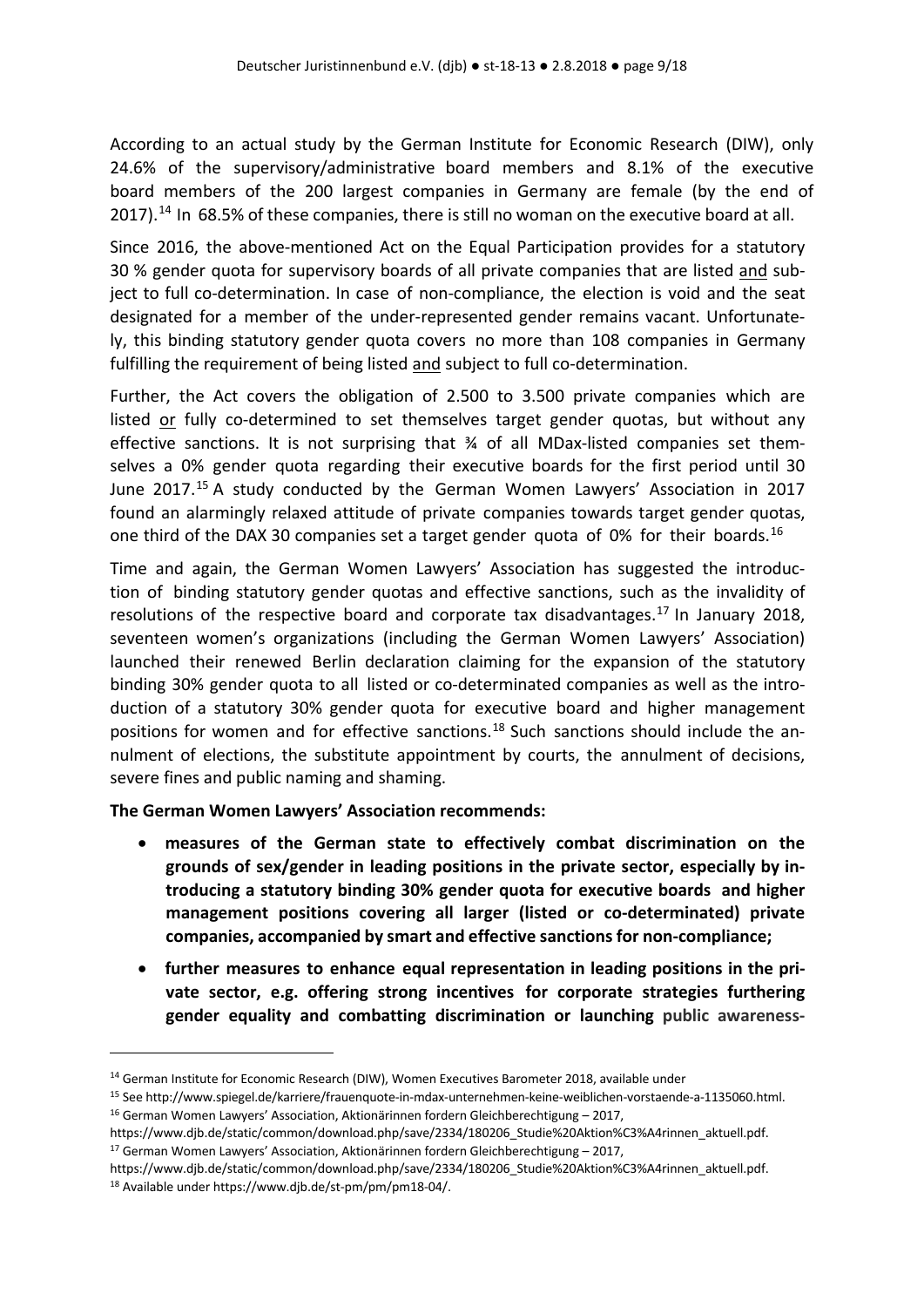According to an actual study by the German Institute for Economic Research (DIW), only 24.6% of the supervisory/administrative board members and 8.1% of the executive board members of the 200 largest companies in Germany are female (by the end of 2017).[14] In 68.5% of these companies, there is still no woman on the executive board at all.

Since 2016, the above-mentioned Act on the Equal Participation provides for a statutory 30 % gender quota for supervisory boards of all private companies that are listed <u>and</u> subject to full co-determination. In case of non-compliance, the election is void and the seat designated for a member of the under-represented gender remains vacant. Unfortunately, this binding statutory gender quota covers no more than 108 companies in Germany fulfilling the requirement of being listed <u>and</u> subject to full co-determination.

Further, the Act covers the obligation of 2.500 to 3.500 private companies which are listed <u>or</u> fully co-determined to set themselves target gender quotas, but without any effective sanctions. It is not surprising that ¾ of all MDax-listed companies set themselves a 0% gender quota regarding their executive boards for the first period until 30 June 2017.[15] A study conducted by the German Women Lawyers' Association in 2017 found an alarmingly relaxed attitude of private companies towards target gender quotas, one third of the DAX 30 companies set a target gender quota of 0% for their boards.[16]

Time and again, the German Women Lawyers' Association has suggested the introduction of binding statutory gender quotas and effective sanctions, such as the invalidity of resolutions of the respective board and corporate tax disadvantages.[17] In January 2018, seventeen women's organizations (including the German Women Lawyers' Association) launched their renewed Berlin declaration claiming for the expansion of the statutory binding 30% gender quota to all listed or co-determinated companies as well as the introduction of a statutory 30% gender quota for executive board and higher management positions for women and for effective sanctions.[18] Such sanctions should include the annulment of elections, the substitute appointment by courts, the annulment of decisions, severe fines and public naming and shaming.

**The German Women Lawyers' Association recommends:**

- **measures of the German state to effectively combat discrimination on the grounds of sex/gender in leading positions in the private sector, especially by introducing a statutory binding 30% gender quota for executive boards and higher management positions covering all larger (listed or co-determinated) private companies, accompanied by smart and effective sanctions for non-compliance;**
- **further measures to enhance equal representation in leading positions in the private sector, e.g. offering strong incentives for corporate strategies furthering gender equality and combatting discrimination or launching public awareness-**

---

[14] German Institute for Economic Research (DIW), Women Executives Barometer 2018, available under

[15] See http://www.spiegel.de/karriere/frauenquote-in-mdax-unternehmen-keine-weiblichen-vorstaende-a-1135060.html.

[16] German Women Lawyers' Association, Aktionärinnen fordern Gleichberechtigung – 2017, https://www.djb.de/static/common/download.php/save/2334/180206_Studie%20Aktion%C3%A4rinnen_aktuell.pdf.

[17] German Women Lawyers' Association, Aktionärinnen fordern Gleichberechtigung – 2017, https://www.djb.de/static/common/download.php/save/2334/180206_Studie%20Aktion%C3%A4rinnen_aktuell.pdf.

[18] Available under https://www.djb.de/st-pm/pm/pm18-04/.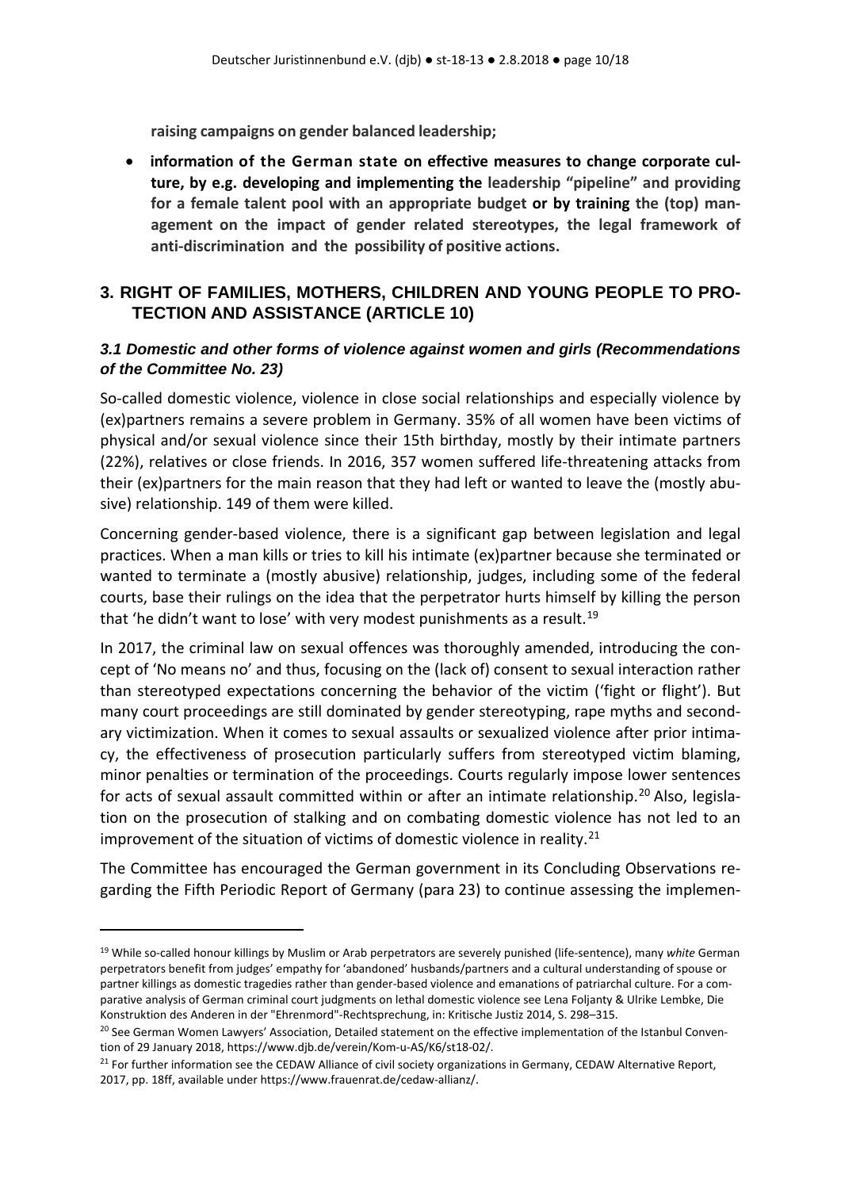**raising campaigns on gender balanced leadership;**

- **information of the German state on effective measures to change corporate culture, by e.g. developing and implementing the leadership "pipeline" and providing for a female talent pool with an appropriate budget or by training the (top) management on the impact of gender related stereotypes, the legal framework of anti-discrimination and the possibility of positive actions.**

## 3. RIGHT OF FAMILIES, MOTHERS, CHILDREN AND YOUNG PEOPLE TO PROTECTION AND ASSISTANCE (ARTICLE 10)

### *3.1 Domestic and other forms of violence against women and girls (Recommendations of the Committee No. 23)*

So-called domestic violence, violence in close social relationships and especially violence by (ex)partners remains a severe problem in Germany. 35% of all women have been victims of physical and/or sexual violence since their 15th birthday, mostly by their intimate partners (22%), relatives or close friends. In 2016, 357 women suffered life-threatening attacks from their (ex)partners for the main reason that they had left or wanted to leave the (mostly abusive) relationship. 149 of them were killed.

Concerning gender-based violence, there is a significant gap between legislation and legal practices. When a man kills or tries to kill his intimate (ex)partner because she terminated or wanted to terminate a (mostly abusive) relationship, judges, including some of the federal courts, base their rulings on the idea that the perpetrator hurts himself by killing the person that 'he didn't want to lose' with very modest punishments as a result.[19]

In 2017, the criminal law on sexual offences was thoroughly amended, introducing the concept of 'No means no' and thus, focusing on the (lack of) consent to sexual interaction rather than stereotyped expectations concerning the behavior of the victim ('fight or flight'). But many court proceedings are still dominated by gender stereotyping, rape myths and secondary victimization. When it comes to sexual assaults or sexualized violence after prior intimacy, the effectiveness of prosecution particularly suffers from stereotyped victim blaming, minor penalties or termination of the proceedings. Courts regularly impose lower sentences for acts of sexual assault committed within or after an intimate relationship.[20] Also, legislation on the prosecution of stalking and on combating domestic violence has not led to an improvement of the situation of victims of domestic violence in reality.[21]

The Committee has encouraged the German government in its Concluding Observations regarding the Fifth Periodic Report of Germany (para 23) to continue assessing the implemen-

---

[19] While so-called honour killings by Muslim or Arab perpetrators are severely punished (life-sentence), many *white* German perpetrators benefit from judges' empathy for 'abandoned' husbands/partners and a cultural understanding of spouse or partner killings as domestic tragedies rather than gender-based violence and emanations of patriarchal culture. For a comparative analysis of German criminal court judgments on lethal domestic violence see Lena Foljanty & Ulrike Lembke, Die Konstruktion des Anderen in der "Ehrenmord"-Rechtsprechung, in: Kritische Justiz 2014, S. 298–315.

[20] See German Women Lawyers' Association, Detailed statement on the effective implementation of the Istanbul Convention of 29 January 2018, https://www.djb.de/verein/Kom-u-AS/K6/st18-02/.

[21] For further information see the CEDAW Alliance of civil society organizations in Germany, CEDAW Alternative Report, 2017, pp. 18ff, available under https://www.frauenrat.de/cedaw-allianz/.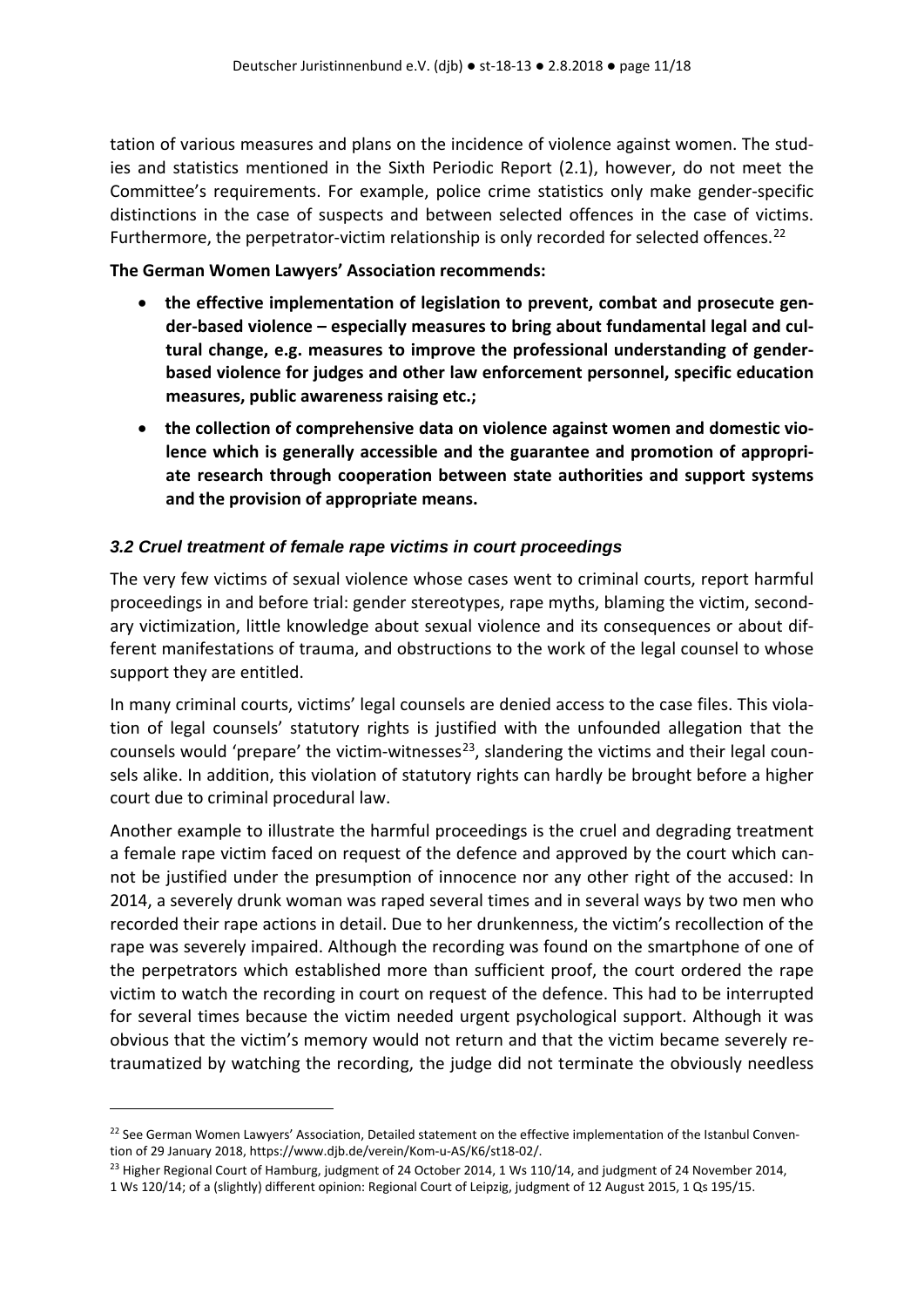tation of various measures and plans on the incidence of violence against women. The studies and statistics mentioned in the Sixth Periodic Report (2.1), however, do not meet the Committee's requirements. For example, police crime statistics only make gender-specific distinctions in the case of suspects and between selected offences in the case of victims. Furthermore, the perpetrator-victim relationship is only recorded for selected offences.[22]

**The German Women Lawyers' Association recommends:**

- **the effective implementation of legislation to prevent, combat and prosecute gender-based violence – especially measures to bring about fundamental legal and cultural change, e.g. measures to improve the professional understanding of gender-based violence for judges and other law enforcement personnel, specific education measures, public awareness raising etc.;**
- **the collection of comprehensive data on violence against women and domestic violence which is generally accessible and the guarantee and promotion of appropriate research through cooperation between state authorities and support systems and the provision of appropriate means.**

### *3.2 Cruel treatment of female rape victims in court proceedings*

The very few victims of sexual violence whose cases went to criminal courts, report harmful proceedings in and before trial: gender stereotypes, rape myths, blaming the victim, secondary victimization, little knowledge about sexual violence and its consequences or about different manifestations of trauma, and obstructions to the work of the legal counsel to whose support they are entitled.

In many criminal courts, victims' legal counsels are denied access to the case files. This violation of legal counsels' statutory rights is justified with the unfounded allegation that the counsels would 'prepare' the victim-witnesses[23], slandering the victims and their legal counsels alike. In addition, this violation of statutory rights can hardly be brought before a higher court due to criminal procedural law.

Another example to illustrate the harmful proceedings is the cruel and degrading treatment a female rape victim faced on request of the defence and approved by the court which cannot be justified under the presumption of innocence nor any other right of the accused: In 2014, a severely drunk woman was raped several times and in several ways by two men who recorded their rape actions in detail. Due to her drunkenness, the victim's recollection of the rape was severely impaired. Although the recording was found on the smartphone of one of the perpetrators which established more than sufficient proof, the court ordered the rape victim to watch the recording in court on request of the defence. This had to be interrupted for several times because the victim needed urgent psychological support. Although it was obvious that the victim's memory would not return and that the victim became severely re-traumatized by watching the recording, the judge did not terminate the obviously needless

---

[22] See German Women Lawyers' Association, Detailed statement on the effective implementation of the Istanbul Convention of 29 January 2018, https://www.djb.de/verein/Kom-u-AS/K6/st18-02/.

[23] Higher Regional Court of Hamburg, judgment of 24 October 2014, 1 Ws 110/14, and judgment of 24 November 2014, 1 Ws 120/14; of a (slightly) different opinion: Regional Court of Leipzig, judgment of 12 August 2015, 1 Qs 195/15.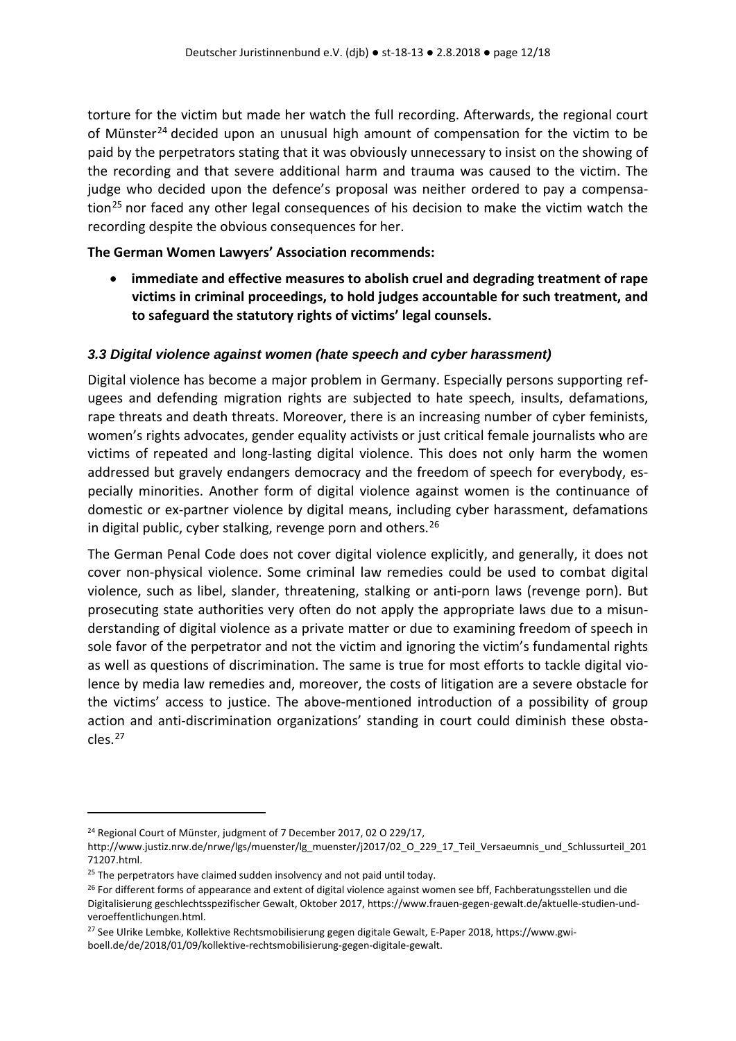torture for the victim but made her watch the full recording. Afterwards, the regional court of Münster[24] decided upon an unusual high amount of compensation for the victim to be paid by the perpetrators stating that it was obviously unnecessary to insist on the showing of the recording and that severe additional harm and trauma was caused to the victim. The judge who decided upon the defence's proposal was neither ordered to pay a compensation[25] nor faced any other legal consequences of his decision to make the victim watch the recording despite the obvious consequences for her.

**The German Women Lawyers' Association recommends:**

- **immediate and effective measures to abolish cruel and degrading treatment of rape victims in criminal proceedings, to hold judges accountable for such treatment, and to safeguard the statutory rights of victims' legal counsels.**

### *3.3 Digital violence against women (hate speech and cyber harassment)*

Digital violence has become a major problem in Germany. Especially persons supporting refugees and defending migration rights are subjected to hate speech, insults, defamations, rape threats and death threats. Moreover, there is an increasing number of cyber feminists, women's rights advocates, gender equality activists or just critical female journalists who are victims of repeated and long-lasting digital violence. This does not only harm the women addressed but gravely endangers democracy and the freedom of speech for everybody, especially minorities. Another form of digital violence against women is the continuance of domestic or ex-partner violence by digital means, including cyber harassment, defamations in digital public, cyber stalking, revenge porn and others.[26]

The German Penal Code does not cover digital violence explicitly, and generally, it does not cover non-physical violence. Some criminal law remedies could be used to combat digital violence, such as libel, slander, threatening, stalking or anti-porn laws (revenge porn). But prosecuting state authorities very often do not apply the appropriate laws due to a misunderstanding of digital violence as a private matter or due to examining freedom of speech in sole favor of the perpetrator and not the victim and ignoring the victim's fundamental rights as well as questions of discrimination. The same is true for most efforts to tackle digital violence by media law remedies and, moreover, the costs of litigation are a severe obstacle for the victims' access to justice. The above-mentioned introduction of a possibility of group action and anti-discrimination organizations' standing in court could diminish these obstacles.[27]

---

[24] Regional Court of Münster, judgment of 7 December 2017, 02 O 229/17, http://www.justiz.nrw.de/nrwe/lgs/muenster/lg_muenster/j2017/02_O_229_17_Teil_Versaeumnis_und_Schlussurteil_20171207.html.

[25] The perpetrators have claimed sudden insolvency and not paid until today.

[26] For different forms of appearance and extent of digital violence against women see bff, Fachberatungsstellen und die Digitalisierung geschlechtsspezifischer Gewalt, Oktober 2017, https://www.frauen-gegen-gewalt.de/aktuelle-studien-und-veroeffentlichungen.html.

[27] See Ulrike Lembke, Kollektive Rechtsmobilisierung gegen digitale Gewalt, E-Paper 2018, https://www.gwi-boell.de/de/2018/01/09/kollektive-rechtsmobilisierung-gegen-digitale-gewalt.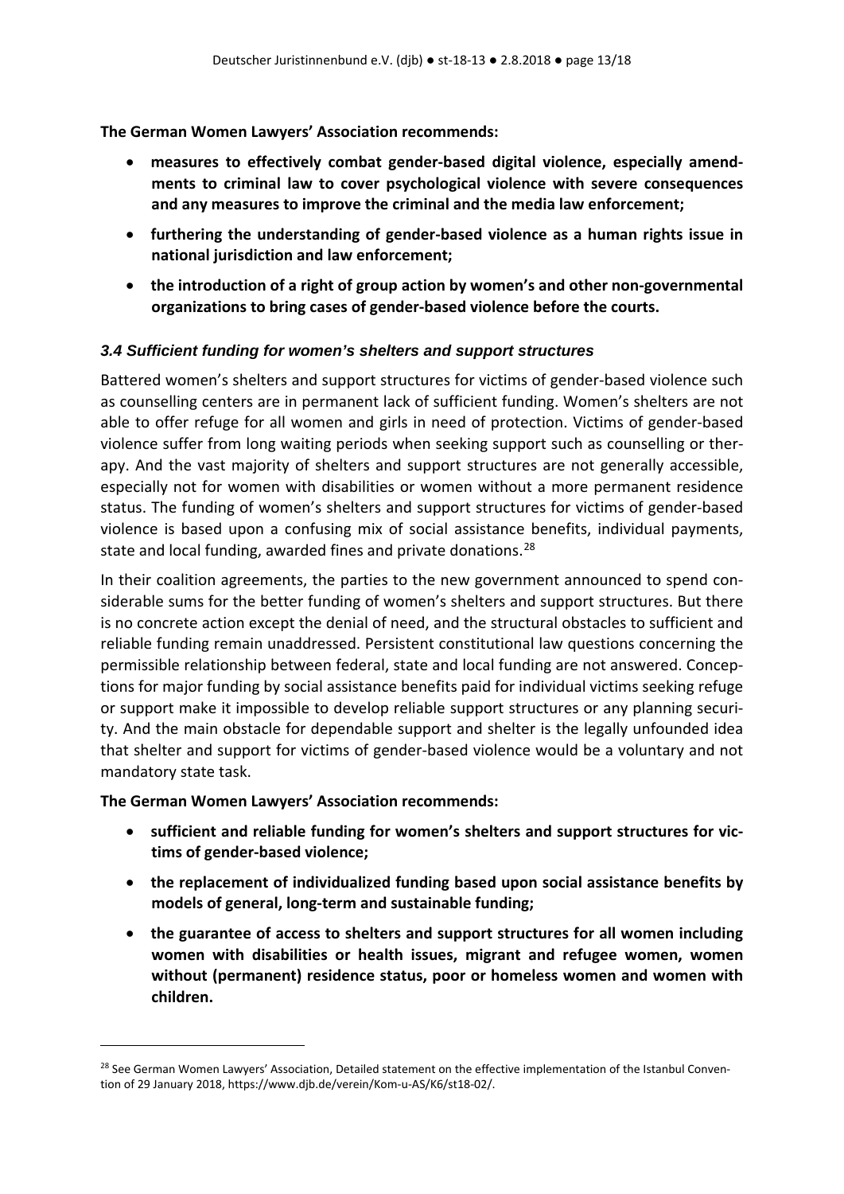**The German Women Lawyers' Association recommends:**

- **measures to effectively combat gender-based digital violence, especially amendments to criminal law to cover psychological violence with severe consequences and any measures to improve the criminal and the media law enforcement;**
- **furthering the understanding of gender-based violence as a human rights issue in national jurisdiction and law enforcement;**
- **the introduction of a right of group action by women's and other non-governmental organizations to bring cases of gender-based violence before the courts.**

### *3.4 Sufficient funding for women's shelters and support structures*

Battered women's shelters and support structures for victims of gender-based violence such as counselling centers are in permanent lack of sufficient funding. Women's shelters are not able to offer refuge for all women and girls in need of protection. Victims of gender-based violence suffer from long waiting periods when seeking support such as counselling or therapy. And the vast majority of shelters and support structures are not generally accessible, especially not for women with disabilities or women without a more permanent residence status. The funding of women's shelters and support structures for victims of gender-based violence is based upon a confusing mix of social assistance benefits, individual payments, state and local funding, awarded fines and private donations.[28]

In their coalition agreements, the parties to the new government announced to spend considerable sums for the better funding of women's shelters and support structures. But there is no concrete action except the denial of need, and the structural obstacles to sufficient and reliable funding remain unaddressed. Persistent constitutional law questions concerning the permissible relationship between federal, state and local funding are not answered. Conceptions for major funding by social assistance benefits paid for individual victims seeking refuge or support make it impossible to develop reliable support structures or any planning security. And the main obstacle for dependable support and shelter is the legally unfounded idea that shelter and support for victims of gender-based violence would be a voluntary and not mandatory state task.

**The German Women Lawyers' Association recommends:**

- **sufficient and reliable funding for women's shelters and support structures for victims of gender-based violence;**
- **the replacement of individualized funding based upon social assistance benefits by models of general, long-term and sustainable funding;**
- **the guarantee of access to shelters and support structures for all women including women with disabilities or health issues, migrant and refugee women, women without (permanent) residence status, poor or homeless women and women with children.**

---

[28] See German Women Lawyers' Association, Detailed statement on the effective implementation of the Istanbul Convention of 29 January 2018, https://www.djb.de/verein/Kom-u-AS/K6/st18-02/.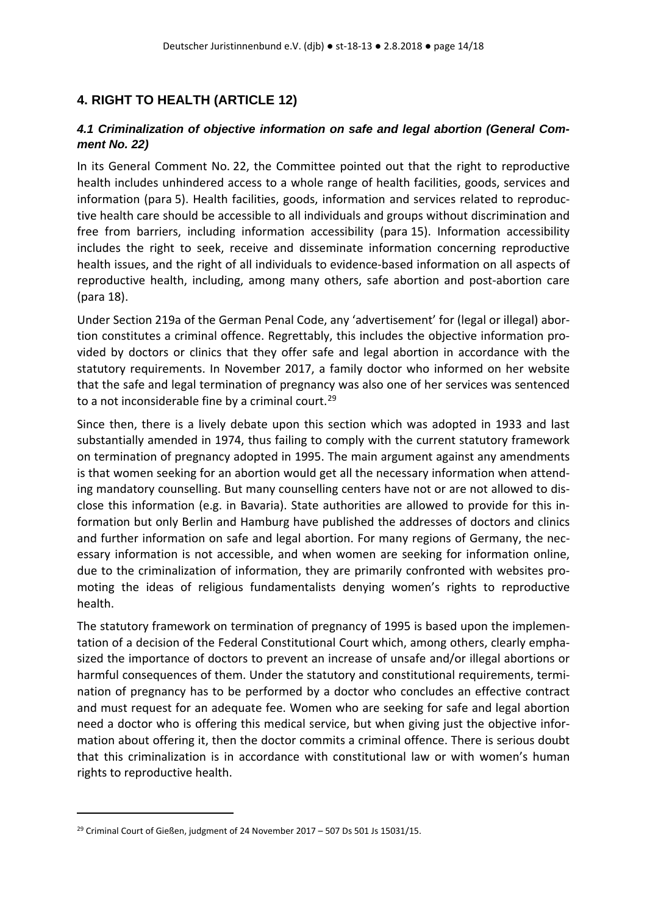## 4. RIGHT TO HEALTH (ARTICLE 12)

### *4.1 Criminalization of objective information on safe and legal abortion (General Comment No. 22)*

In its General Comment No. 22, the Committee pointed out that the right to reproductive health includes unhindered access to a whole range of health facilities, goods, services and information (para 5). Health facilities, goods, information and services related to reproductive health care should be accessible to all individuals and groups without discrimination and free from barriers, including information accessibility (para 15). Information accessibility includes the right to seek, receive and disseminate information concerning reproductive health issues, and the right of all individuals to evidence-based information on all aspects of reproductive health, including, among many others, safe abortion and post-abortion care (para 18).

Under Section 219a of the German Penal Code, any 'advertisement' for (legal or illegal) abortion constitutes a criminal offence. Regrettably, this includes the objective information provided by doctors or clinics that they offer safe and legal abortion in accordance with the statutory requirements. In November 2017, a family doctor who informed on her website that the safe and legal termination of pregnancy was also one of her services was sentenced to a not inconsiderable fine by a criminal court.[29]

Since then, there is a lively debate upon this section which was adopted in 1933 and last substantially amended in 1974, thus failing to comply with the current statutory framework on termination of pregnancy adopted in 1995. The main argument against any amendments is that women seeking for an abortion would get all the necessary information when attending mandatory counselling. But many counselling centers have not or are not allowed to disclose this information (e.g. in Bavaria). State authorities are allowed to provide for this information but only Berlin and Hamburg have published the addresses of doctors and clinics and further information on safe and legal abortion. For many regions of Germany, the necessary information is not accessible, and when women are seeking for information online, due to the criminalization of information, they are primarily confronted with websites promoting the ideas of religious fundamentalists denying women's rights to reproductive health.

The statutory framework on termination of pregnancy of 1995 is based upon the implementation of a decision of the Federal Constitutional Court which, among others, clearly emphasized the importance of doctors to prevent an increase of unsafe and/or illegal abortions or harmful consequences of them. Under the statutory and constitutional requirements, termination of pregnancy has to be performed by a doctor who concludes an effective contract and must request for an adequate fee. Women who are seeking for safe and legal abortion need a doctor who is offering this medical service, but when giving just the objective information about offering it, then the doctor commits a criminal offence. There is serious doubt that this criminalization is in accordance with constitutional law or with women's human rights to reproductive health.

[29] Criminal Court of Gießen, judgment of 24 November 2017 – 507 Ds 501 Js 15031/15.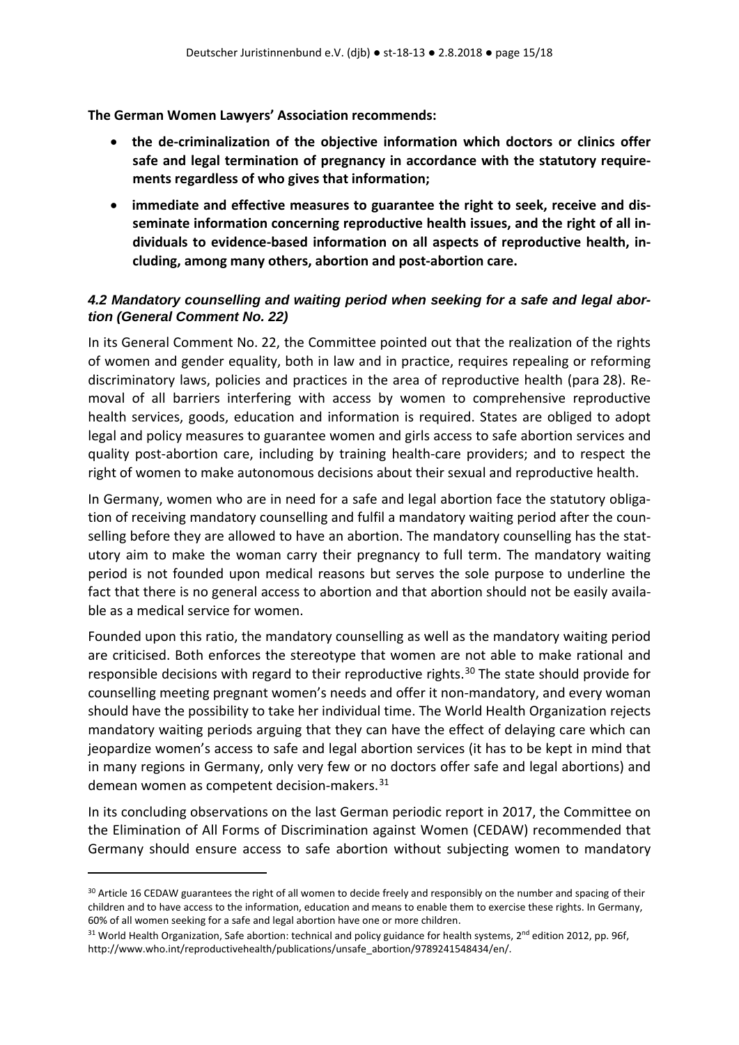**The German Women Lawyers' Association recommends:**

- **the de-criminalization of the objective information which doctors or clinics offer safe and legal termination of pregnancy in accordance with the statutory requirements regardless of who gives that information;**
- **immediate and effective measures to guarantee the right to seek, receive and disseminate information concerning reproductive health issues, and the right of all individuals to evidence-based information on all aspects of reproductive health, including, among many others, abortion and post-abortion care.**

### *4.2 Mandatory counselling and waiting period when seeking for a safe and legal abortion (General Comment No. 22)*

In its General Comment No. 22, the Committee pointed out that the realization of the rights of women and gender equality, both in law and in practice, requires repealing or reforming discriminatory laws, policies and practices in the area of reproductive health (para 28). Removal of all barriers interfering with access by women to comprehensive reproductive health services, goods, education and information is required. States are obliged to adopt legal and policy measures to guarantee women and girls access to safe abortion services and quality post-abortion care, including by training health-care providers; and to respect the right of women to make autonomous decisions about their sexual and reproductive health.

In Germany, women who are in need for a safe and legal abortion face the statutory obligation of receiving mandatory counselling and fulfil a mandatory waiting period after the counselling before they are allowed to have an abortion. The mandatory counselling has the statutory aim to make the woman carry their pregnancy to full term. The mandatory waiting period is not founded upon medical reasons but serves the sole purpose to underline the fact that there is no general access to abortion and that abortion should not be easily available as a medical service for women.

Founded upon this ratio, the mandatory counselling as well as the mandatory waiting period are criticised. Both enforces the stereotype that women are not able to make rational and responsible decisions with regard to their reproductive rights.[30] The state should provide for counselling meeting pregnant women's needs and offer it non-mandatory, and every woman should have the possibility to take her individual time. The World Health Organization rejects mandatory waiting periods arguing that they can have the effect of delaying care which can jeopardize women's access to safe and legal abortion services (it has to be kept in mind that in many regions in Germany, only very few or no doctors offer safe and legal abortions) and demean women as competent decision-makers.[31]

In its concluding observations on the last German periodic report in 2017, the Committee on the Elimination of All Forms of Discrimination against Women (CEDAW) recommended that Germany should ensure access to safe abortion without subjecting women to mandatory

---

[30] Article 16 CEDAW guarantees the right of all women to decide freely and responsibly on the number and spacing of their children and to have access to the information, education and means to enable them to exercise these rights. In Germany, 60% of all women seeking for a safe and legal abortion have one or more children.

[31] World Health Organization, Safe abortion: technical and policy guidance for health systems, 2nd edition 2012, pp. 96f, http://www.who.int/reproductivehealth/publications/unsafe_abortion/9789241548434/en/.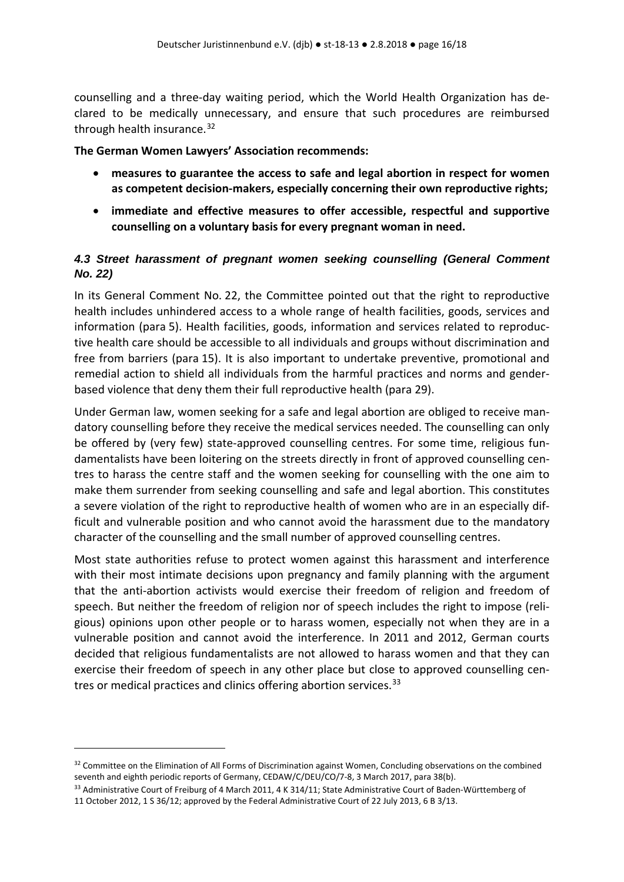counselling and a three-day waiting period, which the World Health Organization has declared to be medically unnecessary, and ensure that such procedures are reimbursed through health insurance.[32]

**The German Women Lawyers' Association recommends:**

- **measures to guarantee the access to safe and legal abortion in respect for women as competent decision-makers, especially concerning their own reproductive rights;**
- **immediate and effective measures to offer accessible, respectful and supportive counselling on a voluntary basis for every pregnant woman in need.**

### *4.3 Street harassment of pregnant women seeking counselling (General Comment No. 22)*

In its General Comment No. 22, the Committee pointed out that the right to reproductive health includes unhindered access to a whole range of health facilities, goods, services and information (para 5). Health facilities, goods, information and services related to reproductive health care should be accessible to all individuals and groups without discrimination and free from barriers (para 15). It is also important to undertake preventive, promotional and remedial action to shield all individuals from the harmful practices and norms and gender-based violence that deny them their full reproductive health (para 29).

Under German law, women seeking for a safe and legal abortion are obliged to receive mandatory counselling before they receive the medical services needed. The counselling can only be offered by (very few) state-approved counselling centres. For some time, religious fundamentalists have been loitering on the streets directly in front of approved counselling centres to harass the centre staff and the women seeking for counselling with the one aim to make them surrender from seeking counselling and safe and legal abortion. This constitutes a severe violation of the right to reproductive health of women who are in an especially difficult and vulnerable position and who cannot avoid the harassment due to the mandatory character of the counselling and the small number of approved counselling centres.

Most state authorities refuse to protect women against this harassment and interference with their most intimate decisions upon pregnancy and family planning with the argument that the anti-abortion activists would exercise their freedom of religion and freedom of speech. But neither the freedom of religion nor of speech includes the right to impose (religious) opinions upon other people or to harass women, especially not when they are in a vulnerable position and cannot avoid the interference. In 2011 and 2012, German courts decided that religious fundamentalists are not allowed to harass women and that they can exercise their freedom of speech in any other place but close to approved counselling centres or medical practices and clinics offering abortion services.[33]

---

[32] Committee on the Elimination of All Forms of Discrimination against Women, Concluding observations on the combined seventh and eighth periodic reports of Germany, CEDAW/C/DEU/CO/7-8, 3 March 2017, para 38(b).

[33] Administrative Court of Freiburg of 4 March 2011, 4 K 314/11; State Administrative Court of Baden-Württemberg of 11 October 2012, 1 S 36/12; approved by the Federal Administrative Court of 22 July 2013, 6 B 3/13.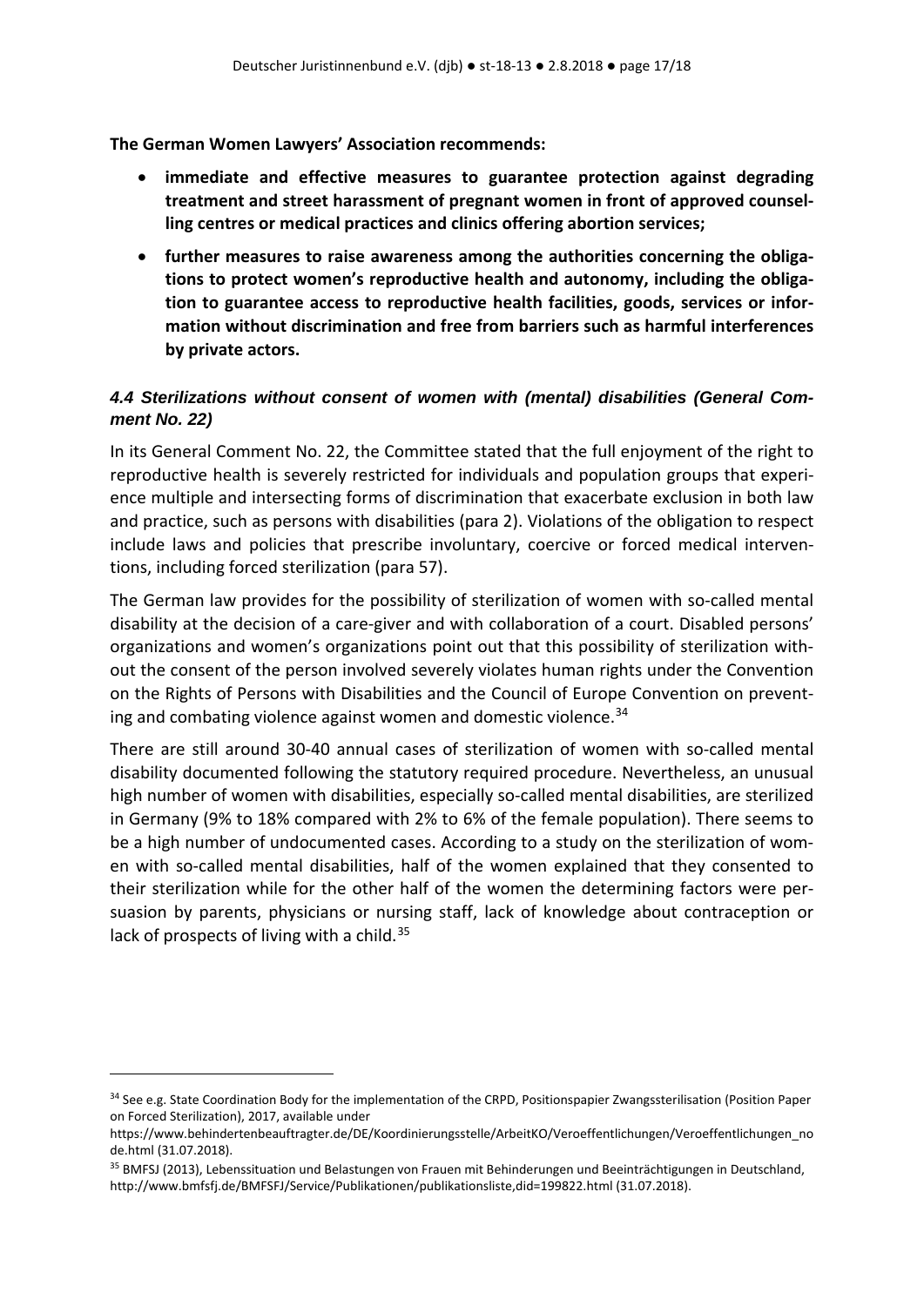**The German Women Lawyers' Association recommends:**

- **immediate and effective measures to guarantee protection against degrading treatment and street harassment of pregnant women in front of approved counselling centres or medical practices and clinics offering abortion services;**
- **further measures to raise awareness among the authorities concerning the obligations to protect women's reproductive health and autonomy, including the obligation to guarantee access to reproductive health facilities, goods, services or information without discrimination and free from barriers such as harmful interferences by private actors.**

### *4.4 Sterilizations without consent of women with (mental) disabilities (General Comment No. 22)*

In its General Comment No. 22, the Committee stated that the full enjoyment of the right to reproductive health is severely restricted for individuals and population groups that experience multiple and intersecting forms of discrimination that exacerbate exclusion in both law and practice, such as persons with disabilities (para 2). Violations of the obligation to respect include laws and policies that prescribe involuntary, coercive or forced medical interventions, including forced sterilization (para 57).

The German law provides for the possibility of sterilization of women with so-called mental disability at the decision of a care-giver and with collaboration of a court. Disabled persons' organizations and women's organizations point out that this possibility of sterilization without the consent of the person involved severely violates human rights under the Convention on the Rights of Persons with Disabilities and the Council of Europe Convention on preventing and combating violence against women and domestic violence.[34]

There are still around 30-40 annual cases of sterilization of women with so-called mental disability documented following the statutory required procedure. Nevertheless, an unusual high number of women with disabilities, especially so-called mental disabilities, are sterilized in Germany (9% to 18% compared with 2% to 6% of the female population). There seems to be a high number of undocumented cases. According to a study on the sterilization of women with so-called mental disabilities, half of the women explained that they consented to their sterilization while for the other half of the women the determining factors were persuasion by parents, physicians or nursing staff, lack of knowledge about contraception or lack of prospects of living with a child.[35]

---

[34] See e.g. State Coordination Body for the implementation of the CRPD, Positionspapier Zwangssterilisation (Position Paper on Forced Sterilization), 2017, available under https://www.behindertenbeauftragter.de/DE/Koordinierungsstelle/ArbeitKO/Veroeffentlichungen/Veroeffentlichungen_node.html (31.07.2018).

[35] BMFSJ (2013), Lebenssituation und Belastungen von Frauen mit Behinderungen und Beeinträchtigungen in Deutschland, http://www.bmfsfj.de/BMFSFJ/Service/Publikationen/publikationsliste,did=199822.html (31.07.2018).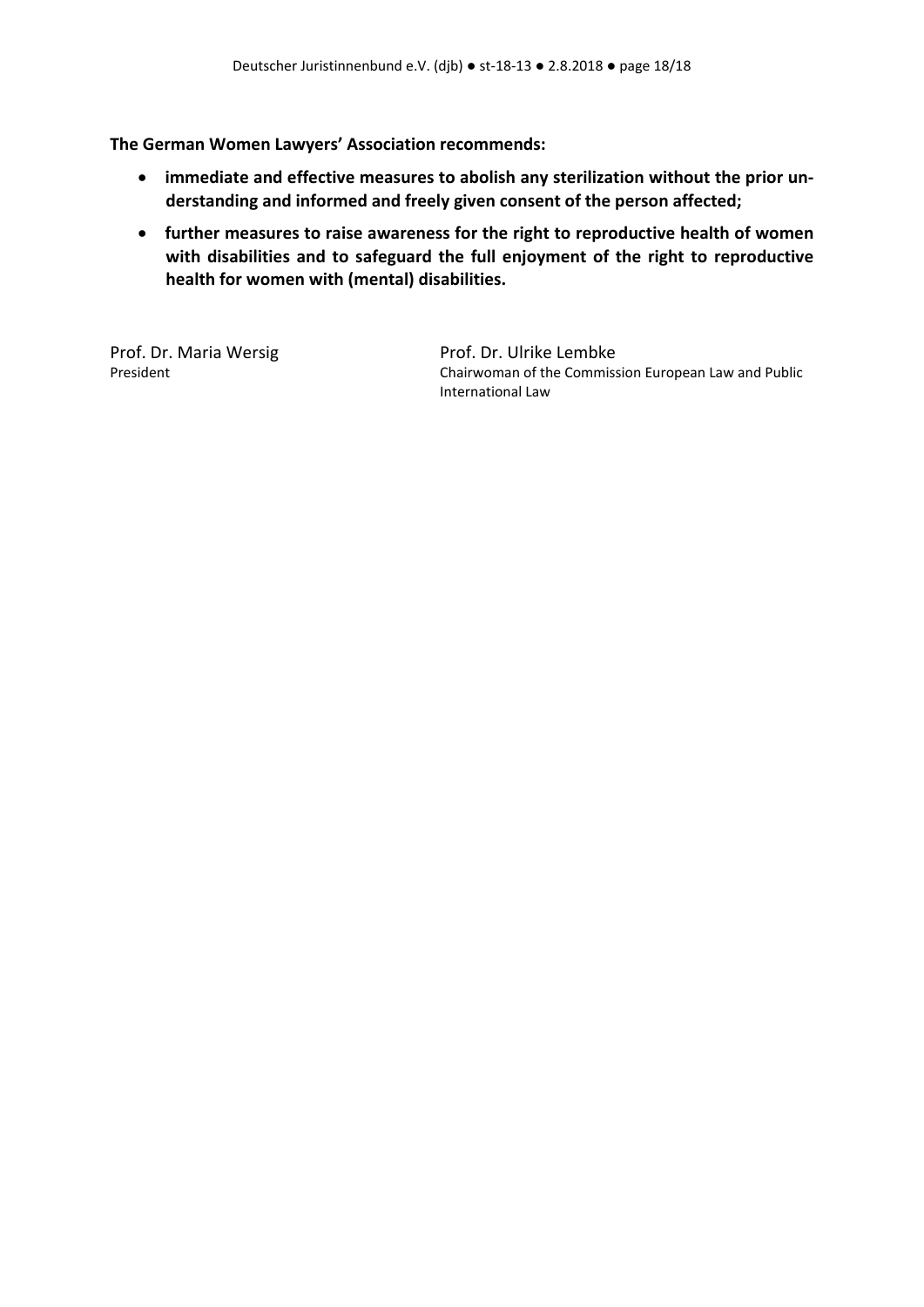**The German Women Lawyers' Association recommends:**

- **immediate and effective measures to abolish any sterilization without the prior understanding and informed and freely given consent of the person affected;**
- **further measures to raise awareness for the right to reproductive health of women with disabilities and to safeguard the full enjoyment of the right to reproductive health for women with (mental) disabilities.**

Prof. Dr. Maria Wersig
President

Prof. Dr. Ulrike Lembke
Chairwoman of the Commission European Law and Public International Law